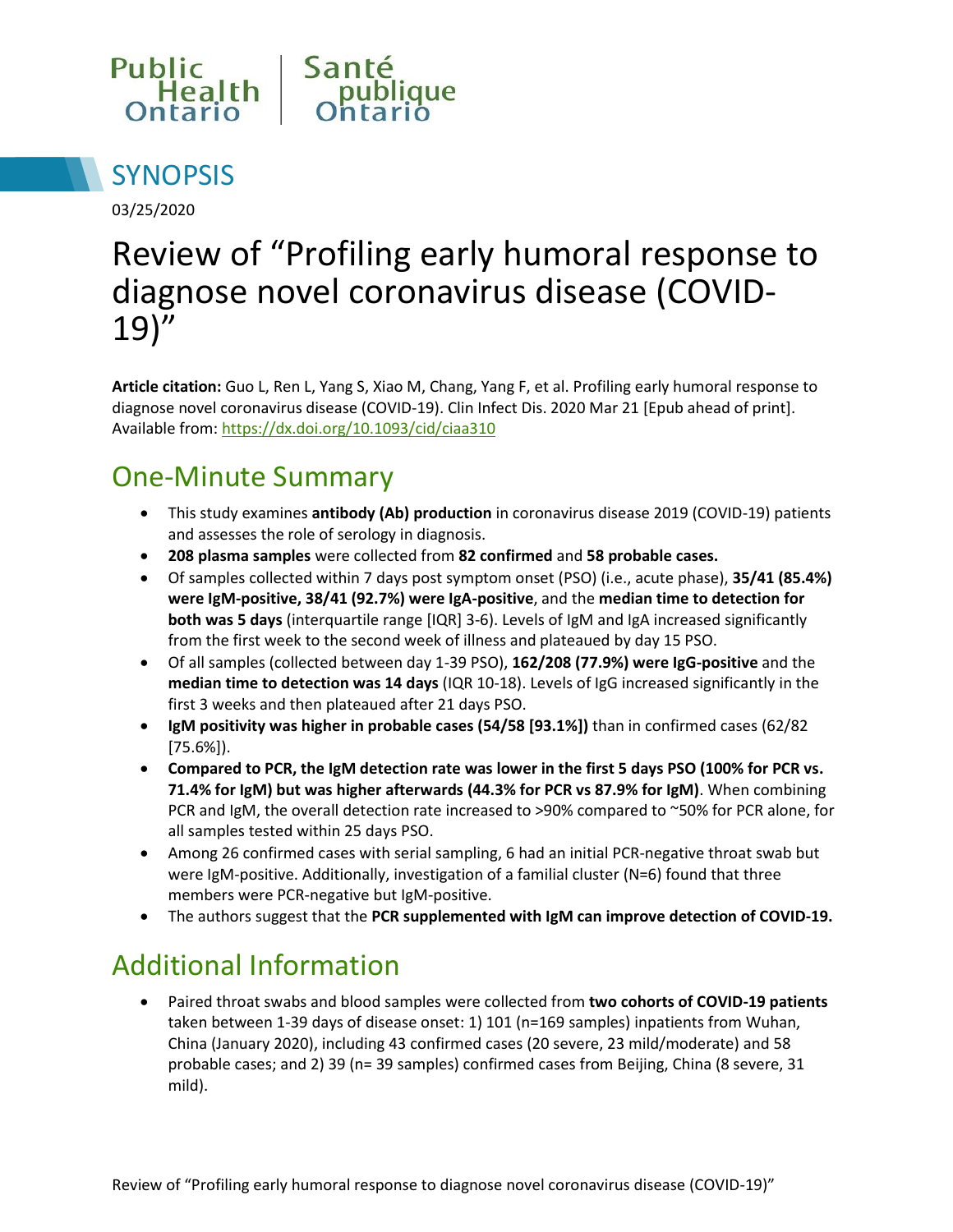Public Health Ontario | Santé publique Ontario

## SYNOPSIS

03/25/2020

# Review of "Profiling early humoral response to diagnose novel coronavirus disease (COVID-19)"

**Article citation:** Guo L, Ren L, Yang S, Xiao M, Chang, Yang F, et al. Profiling early humoral response to diagnose novel coronavirus disease (COVID-19). Clin Infect Dis. 2020 Mar 21 [Epub ahead of print]. Available from: https://dx.doi.org/10.1093/cid/ciaa310

## One-Minute Summary

- This study examines **antibody (Ab) production** in coronavirus disease 2019 (COVID-19) patients and assesses the role of serology in diagnosis.
- **208 plasma samples** were collected from **82 confirmed** and **58 probable cases.**
- Of samples collected within 7 days post symptom onset (PSO) (i.e., acute phase), **35/41 (85.4%) were IgM-positive, 38/41 (92.7%) were IgA-positive**, and the **median time to detection for both was 5 days** (interquartile range [IQR] 3-6). Levels of IgM and IgA increased significantly from the first week to the second week of illness and plateaued by day 15 PSO.
- Of all samples (collected between day 1-39 PSO), **162/208 (77.9%) were IgG-positive** and the **median time to detection was 14 days** (IQR 10-18). Levels of IgG increased significantly in the first 3 weeks and then plateaued after 21 days PSO.
- **IgM positivity was higher in probable cases (54/58 [93.1%])** than in confirmed cases (62/82 [75.6%]).
- **Compared to PCR, the IgM detection rate was lower in the first 5 days PSO (100% for PCR vs. 71.4% for IgM) but was higher afterwards (44.3% for PCR vs 87.9% for IgM)**. When combining PCR and IgM, the overall detection rate increased to >90% compared to ~50% for PCR alone, for all samples tested within 25 days PSO.
- Among 26 confirmed cases with serial sampling, 6 had an initial PCR-negative throat swab but were IgM-positive. Additionally, investigation of a familial cluster (N=6) found that three members were PCR-negative but IgM-positive.
- The authors suggest that the **PCR supplemented with IgM can improve detection of COVID-19.**

## Additional Information

- Paired throat swabs and blood samples were collected from **two cohorts of COVID-19 patients** taken between 1-39 days of disease onset: 1) 101 (n=169 samples) inpatients from Wuhan, China (January 2020), including 43 confirmed cases (20 severe, 23 mild/moderate) and 58 probable cases; and 2) 39 (n= 39 samples) confirmed cases from Beijing, China (8 severe, 31 mild).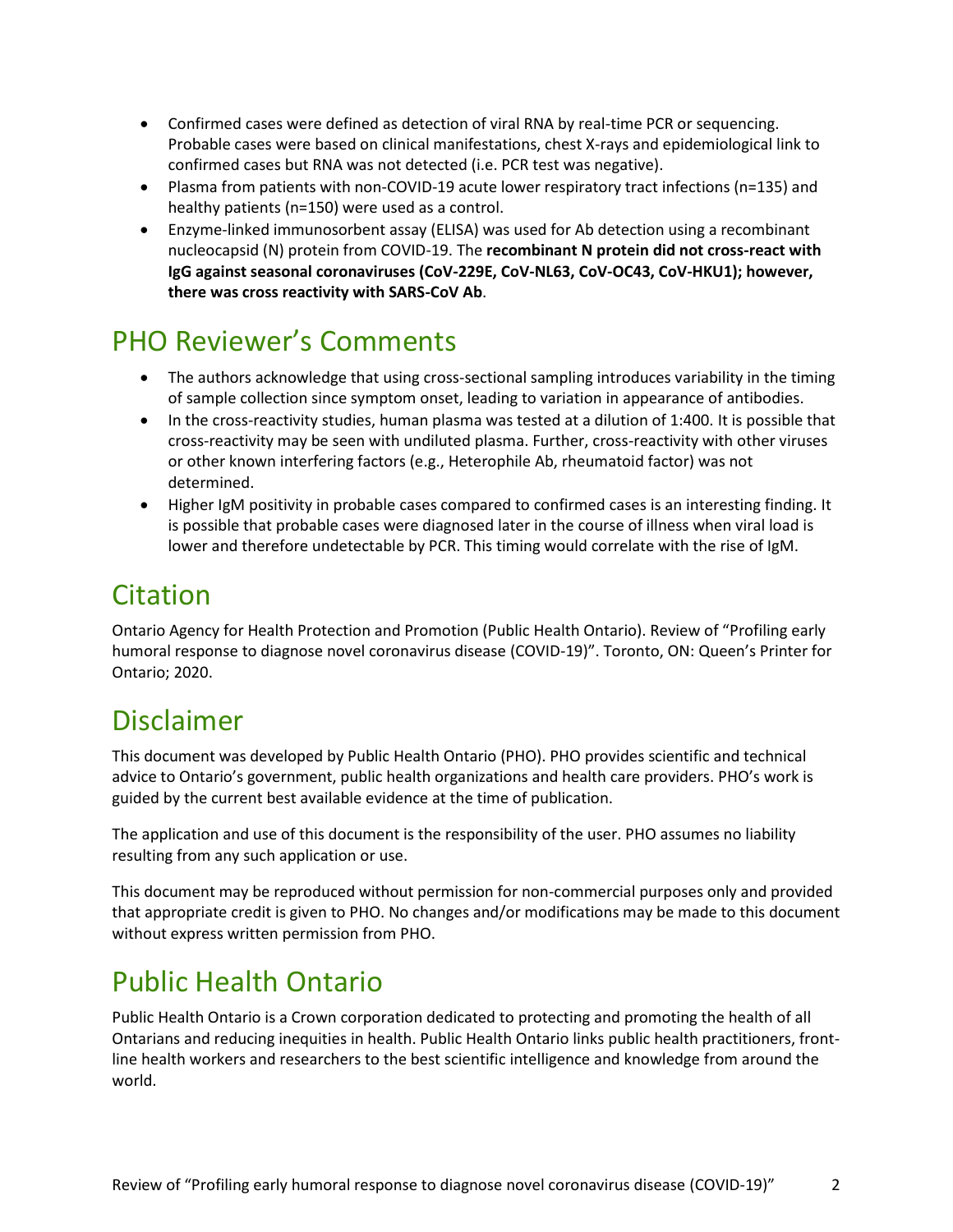- Confirmed cases were defined as detection of viral RNA by real-time PCR or sequencing. Probable cases were based on clinical manifestations, chest X-rays and epidemiological link to confirmed cases but RNA was not detected (i.e. PCR test was negative).
- Plasma from patients with non-COVID-19 acute lower respiratory tract infections (n=135) and healthy patients (n=150) were used as a control.
- Enzyme-linked immunosorbent assay (ELISA) was used for Ab detection using a recombinant nucleocapsid (N) protein from COVID-19. The **recombinant N protein did not cross-react with IgG against seasonal coronaviruses (CoV-229E, CoV-NL63, CoV-OC43, CoV-HKU1); however, there was cross reactivity with SARS-CoV Ab**.

## PHO Reviewer's Comments

- The authors acknowledge that using cross-sectional sampling introduces variability in the timing of sample collection since symptom onset, leading to variation in appearance of antibodies.
- In the cross-reactivity studies, human plasma was tested at a dilution of 1:400. It is possible that cross-reactivity may be seen with undiluted plasma. Further, cross-reactivity with other viruses or other known interfering factors (e.g., Heterophile Ab, rheumatoid factor) was not determined.
- Higher IgM positivity in probable cases compared to confirmed cases is an interesting finding. It is possible that probable cases were diagnosed later in the course of illness when viral load is lower and therefore undetectable by PCR. This timing would correlate with the rise of IgM.

## Citation

Ontario Agency for Health Protection and Promotion (Public Health Ontario). Review of "Profiling early humoral response to diagnose novel coronavirus disease (COVID-19)". Toronto, ON: Queen's Printer for Ontario; 2020.

## Disclaimer

This document was developed by Public Health Ontario (PHO). PHO provides scientific and technical advice to Ontario's government, public health organizations and health care providers. PHO's work is guided by the current best available evidence at the time of publication.

The application and use of this document is the responsibility of the user. PHO assumes no liability resulting from any such application or use.

This document may be reproduced without permission for non-commercial purposes only and provided that appropriate credit is given to PHO. No changes and/or modifications may be made to this document without express written permission from PHO.

## Public Health Ontario

Public Health Ontario is a Crown corporation dedicated to protecting and promoting the health of all Ontarians and reducing inequities in health. Public Health Ontario links public health practitioners, front-line health workers and researchers to the best scientific intelligence and knowledge from around the world.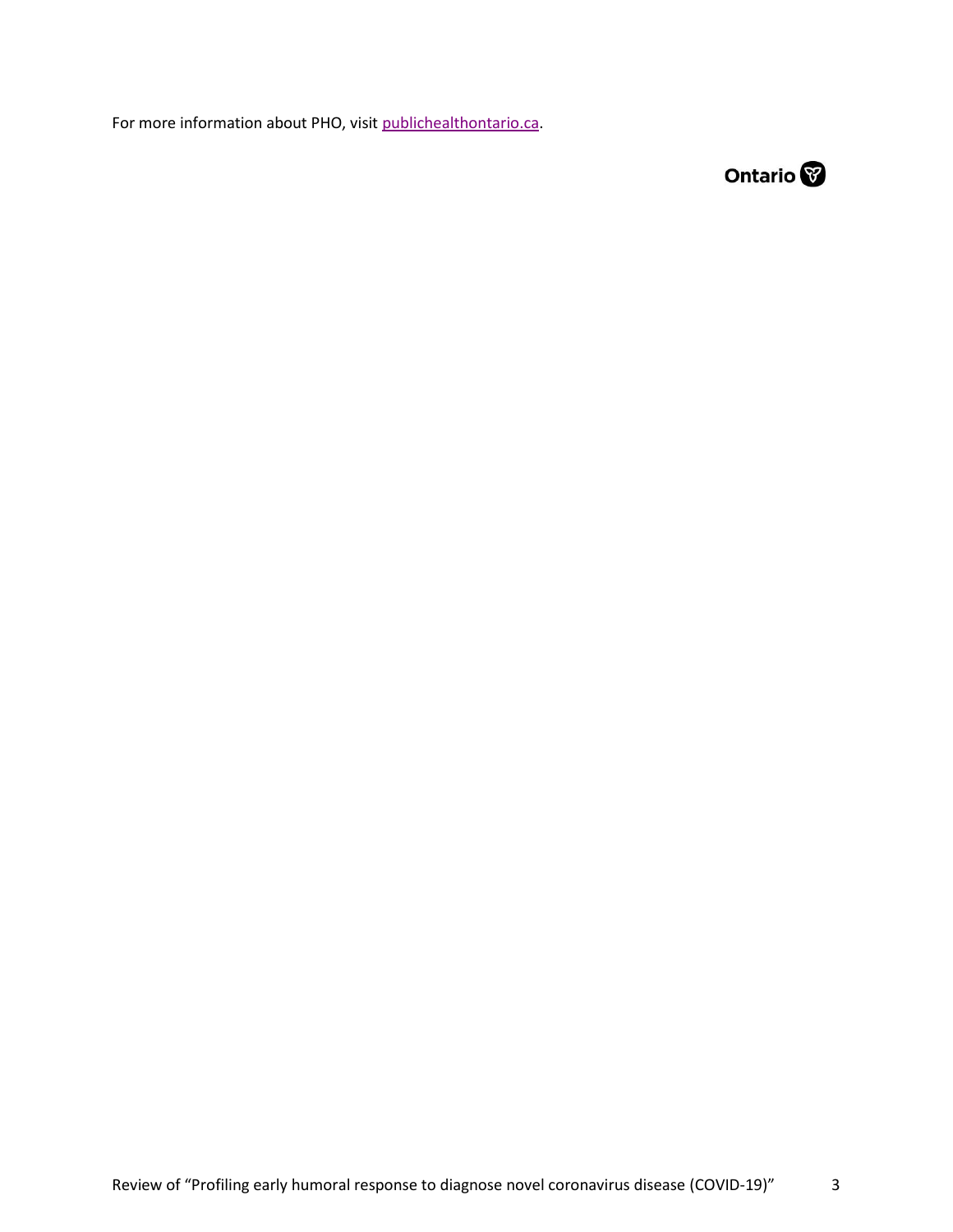For more information about PHO, visit [publichealthontario.ca](publichealthontario.ca).

Ontario